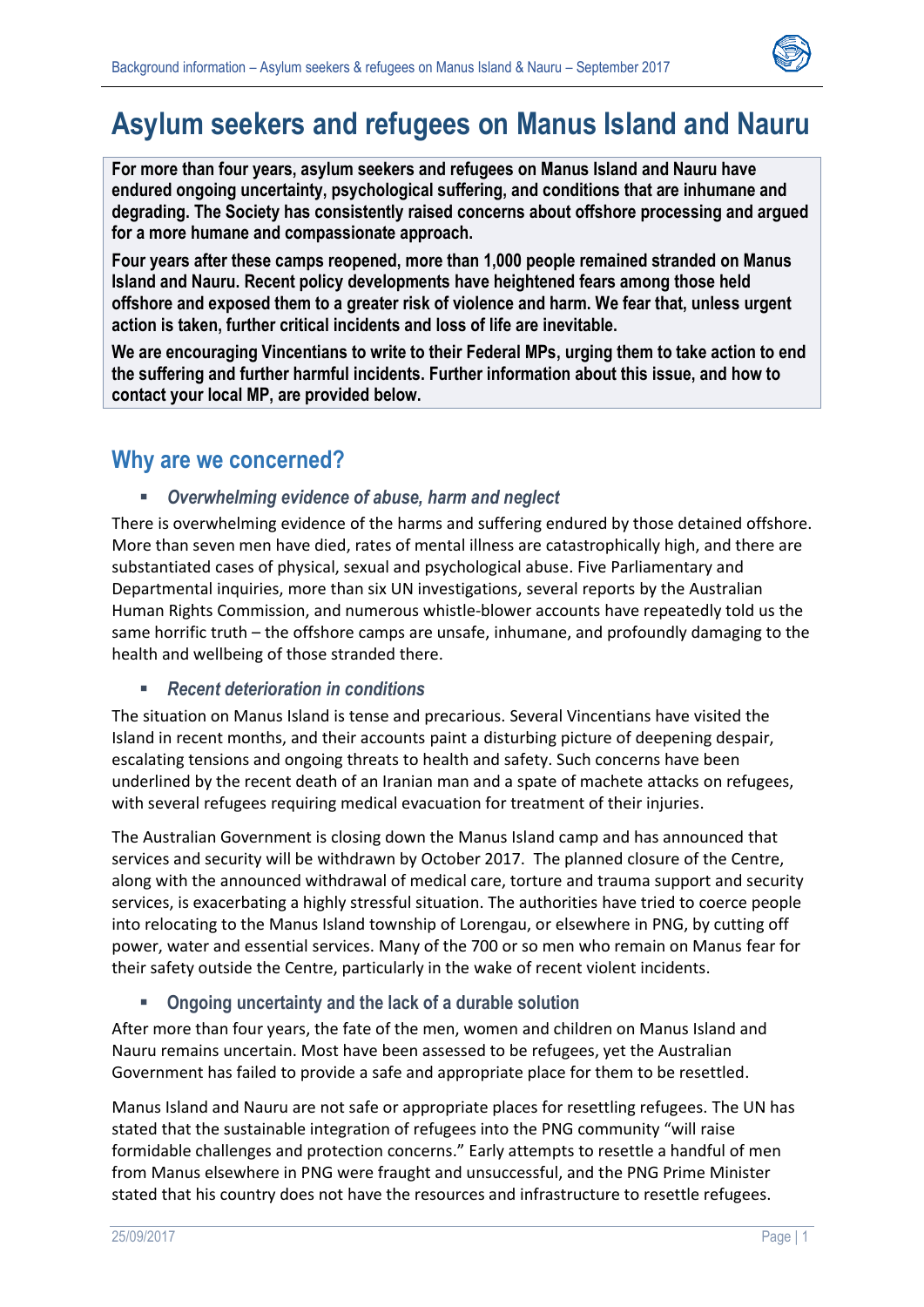# Asylum seekers and refugees on Manus Island and Nauru

**For more than four years, asylum seekers and refugees on Manus Island and Nauru have endured ongoing uncertainty, psychological suffering, and conditions that are inhumane and degrading. The Society has consistently raised concerns about offshore processing and argued for a more humane and compassionate approach.**

**Four years after these camps reopened, more than 1,000 people remained stranded on Manus Island and Nauru. Recent policy developments have heightened fears among those held offshore and exposed them to a greater risk of violence and harm. We fear that, unless urgent action is taken, further critical incidents and loss of life are inevitable.**

**We are encouraging Vincentians to write to their Federal MPs, urging them to take action to end the suffering and further harmful incidents. Further information about this issue, and how to contact your local MP, are provided below.**

## Why are we concerned?

- ***Overwhelming evidence of abuse, harm and neglect***

There is overwhelming evidence of the harms and suffering endured by those detained offshore. More than seven men have died, rates of mental illness are catastrophically high, and there are substantiated cases of physical, sexual and psychological abuse. Five Parliamentary and Departmental inquiries, more than six UN investigations, several reports by the Australian Human Rights Commission, and numerous whistle-blower accounts have repeatedly told us the same horrific truth – the offshore camps are unsafe, inhumane, and profoundly damaging to the health and wellbeing of those stranded there.

- ***Recent deterioration in conditions***

The situation on Manus Island is tense and precarious. Several Vincentians have visited the Island in recent months, and their accounts paint a disturbing picture of deepening despair, escalating tensions and ongoing threats to health and safety. Such concerns have been underlined by the recent death of an Iranian man and a spate of machete attacks on refugees, with several refugees requiring medical evacuation for treatment of their injuries.

The Australian Government is closing down the Manus Island camp and has announced that services and security will be withdrawn by October 2017. The planned closure of the Centre, along with the announced withdrawal of medical care, torture and trauma support and security services, is exacerbating a highly stressful situation. The authorities have tried to coerce people into relocating to the Manus Island township of Lorengau, or elsewhere in PNG, by cutting off power, water and essential services. Many of the 700 or so men who remain on Manus fear for their safety outside the Centre, particularly in the wake of recent violent incidents.

- **Ongoing uncertainty and the lack of a durable solution**

After more than four years, the fate of the men, women and children on Manus Island and Nauru remains uncertain. Most have been assessed to be refugees, yet the Australian Government has failed to provide a safe and appropriate place for them to be resettled.

Manus Island and Nauru are not safe or appropriate places for resettling refugees. The UN has stated that the sustainable integration of refugees into the PNG community "will raise formidable challenges and protection concerns." Early attempts to resettle a handful of men from Manus elsewhere in PNG were fraught and unsuccessful, and the PNG Prime Minister stated that his country does not have the resources and infrastructure to resettle refugees.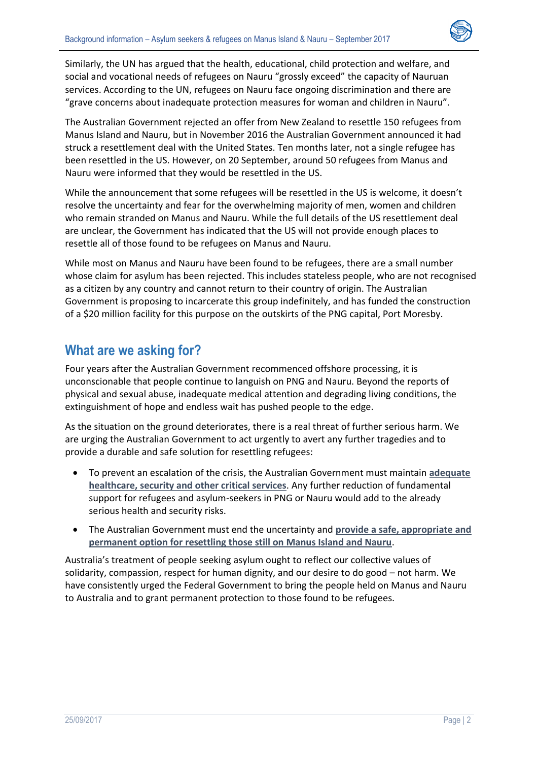Similarly, the UN has argued that the health, educational, child protection and welfare, and social and vocational needs of refugees on Nauru "grossly exceed" the capacity of Nauruan services. According to the UN, refugees on Nauru face ongoing discrimination and there are "grave concerns about inadequate protection measures for woman and children in Nauru".

The Australian Government rejected an offer from New Zealand to resettle 150 refugees from Manus Island and Nauru, but in November 2016 the Australian Government announced it had struck a resettlement deal with the United States. Ten months later, not a single refugee has been resettled in the US. However, on 20 September, around 50 refugees from Manus and Nauru were informed that they would be resettled in the US.

While the announcement that some refugees will be resettled in the US is welcome, it doesn't resolve the uncertainty and fear for the overwhelming majority of men, women and children who remain stranded on Manus and Nauru. While the full details of the US resettlement deal are unclear, the Government has indicated that the US will not provide enough places to resettle all of those found to be refugees on Manus and Nauru.

While most on Manus and Nauru have been found to be refugees, there are a small number whose claim for asylum has been rejected. This includes stateless people, who are not recognised as a citizen by any country and cannot return to their country of origin. The Australian Government is proposing to incarcerate this group indefinitely, and has funded the construction of a $20 million facility for this purpose on the outskirts of the PNG capital, Port Moresby.

## What are we asking for?

Four years after the Australian Government recommenced offshore processing, it is unconscionable that people continue to languish on PNG and Nauru. Beyond the reports of physical and sexual abuse, inadequate medical attention and degrading living conditions, the extinguishment of hope and endless wait has pushed people to the edge.

As the situation on the ground deteriorates, there is a real threat of further serious harm. We are urging the Australian Government to act urgently to avert any further tragedies and to provide a durable and safe solution for resettling refugees:

- To prevent an escalation of the crisis, the Australian Government must maintain **adequate healthcare, security and other critical services**. Any further reduction of fundamental support for refugees and asylum-seekers in PNG or Nauru would add to the already serious health and security risks.
- The Australian Government must end the uncertainty and **provide a safe, appropriate and permanent option for resettling those still on Manus Island and Nauru**.

Australia's treatment of people seeking asylum ought to reflect our collective values of solidarity, compassion, respect for human dignity, and our desire to do good – not harm. We have consistently urged the Federal Government to bring the people held on Manus and Nauru to Australia and to grant permanent protection to those found to be refugees.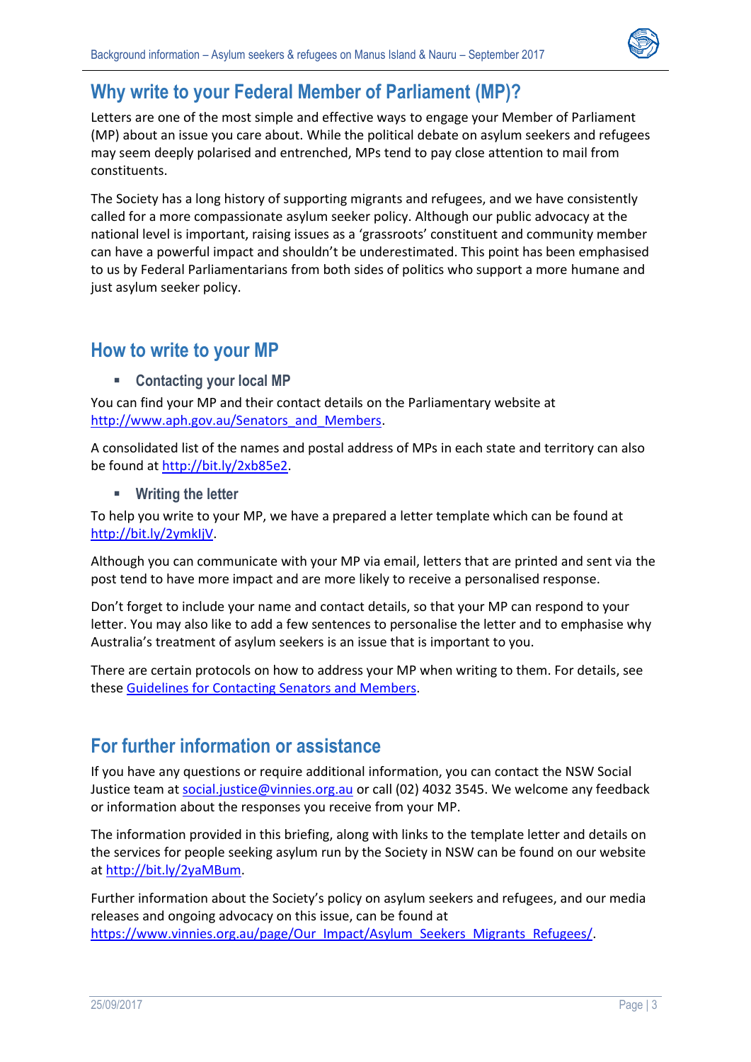## Why write to your Federal Member of Parliament (MP)?

Letters are one of the most simple and effective ways to engage your Member of Parliament (MP) about an issue you care about. While the political debate on asylum seekers and refugees may seem deeply polarised and entrenched, MPs tend to pay close attention to mail from constituents.

The Society has a long history of supporting migrants and refugees, and we have consistently called for a more compassionate asylum seeker policy. Although our public advocacy at the national level is important, raising issues as a 'grassroots' constituent and community member can have a powerful impact and shouldn't be underestimated. This point has been emphasised to us by Federal Parliamentarians from both sides of politics who support a more humane and just asylum seeker policy.

## How to write to your MP

- **Contacting your local MP**

You can find your MP and their contact details on the Parliamentary website at http://www.aph.gov.au/Senators_and_Members.

A consolidated list of the names and postal address of MPs in each state and territory can also be found at http://bit.ly/2xb85e2.

- **Writing the letter**

To help you write to your MP, we have a prepared a letter template which can be found at http://bit.ly/2ymkIjV.

Although you can communicate with your MP via email, letters that are printed and sent via the post tend to have more impact and are more likely to receive a personalised response.

Don't forget to include your name and contact details, so that your MP can respond to your letter. You may also like to add a few sentences to personalise the letter and to emphasise why Australia's treatment of asylum seekers is an issue that is important to you.

There are certain protocols on how to address your MP when writing to them. For details, see these Guidelines for Contacting Senators and Members.

## For further information or assistance

If you have any questions or require additional information, you can contact the NSW Social Justice team at social.justice@vinnies.org.au or call (02) 4032 3545. We welcome any feedback or information about the responses you receive from your MP.

The information provided in this briefing, along with links to the template letter and details on the services for people seeking asylum run by the Society in NSW can be found on our website at http://bit.ly/2yaMBum.

Further information about the Society's policy on asylum seekers and refugees, and our media releases and ongoing advocacy on this issue, can be found at https://www.vinnies.org.au/page/Our_Impact/Asylum_Seekers_Migrants_Refugees/.